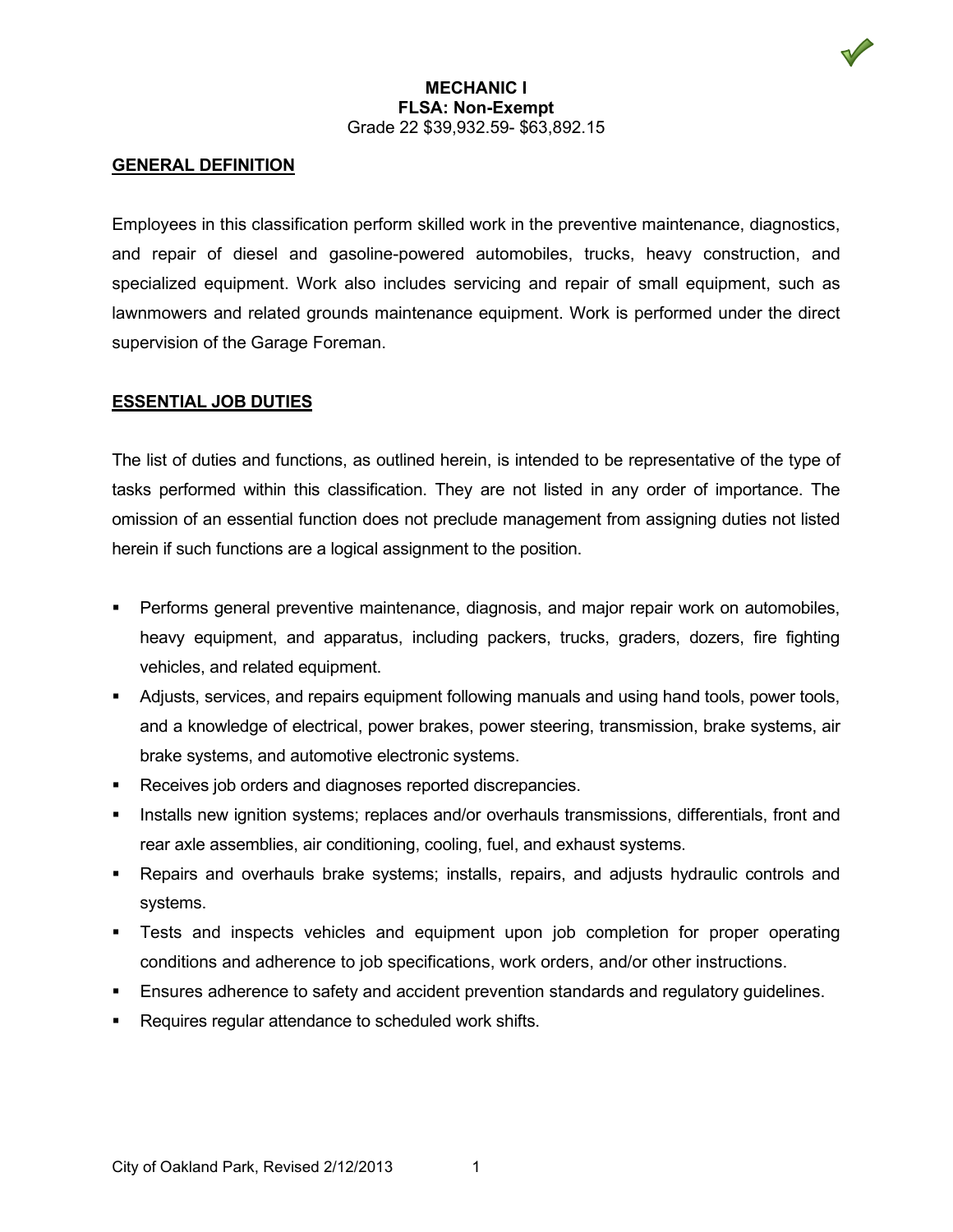# MECHANIC I

**FLSA: Non-Exempt**

Grade 22 $39,932.59- $63,892.15

## GENERAL DEFINITION

Employees in this classification perform skilled work in the preventive maintenance, diagnostics, and repair of diesel and gasoline-powered automobiles, trucks, heavy construction, and specialized equipment. Work also includes servicing and repair of small equipment, such as lawnmowers and related grounds maintenance equipment. Work is performed under the direct supervision of the Garage Foreman.

## ESSENTIAL JOB DUTIES

The list of duties and functions, as outlined herein, is intended to be representative of the type of tasks performed within this classification. They are not listed in any order of importance. The omission of an essential function does not preclude management from assigning duties not listed herein if such functions are a logical assignment to the position.

- Performs general preventive maintenance, diagnosis, and major repair work on automobiles, heavy equipment, and apparatus, including packers, trucks, graders, dozers, fire fighting vehicles, and related equipment.
- Adjusts, services, and repairs equipment following manuals and using hand tools, power tools, and a knowledge of electrical, power brakes, power steering, transmission, brake systems, air brake systems, and automotive electronic systems.
- Receives job orders and diagnoses reported discrepancies.
- Installs new ignition systems; replaces and/or overhauls transmissions, differentials, front and rear axle assemblies, air conditioning, cooling, fuel, and exhaust systems.
- Repairs and overhauls brake systems; installs, repairs, and adjusts hydraulic controls and systems.
- Tests and inspects vehicles and equipment upon job completion for proper operating conditions and adherence to job specifications, work orders, and/or other instructions.
- Ensures adherence to safety and accident prevention standards and regulatory guidelines.
- Requires regular attendance to scheduled work shifts.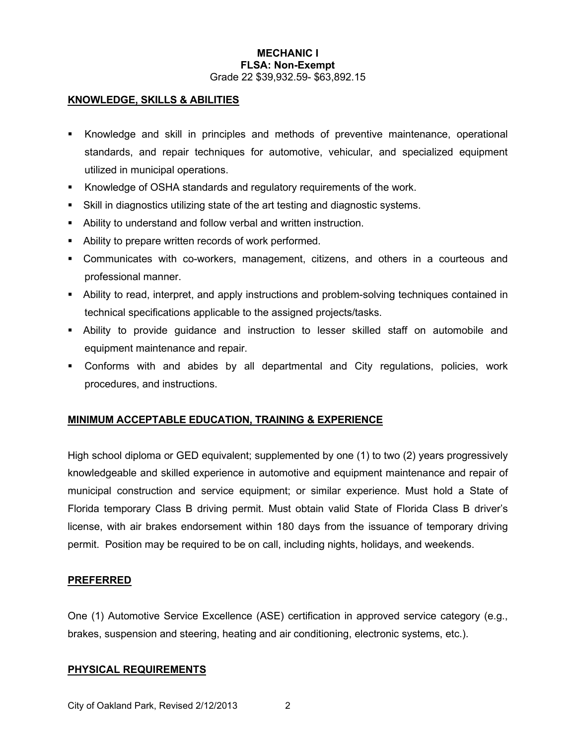**MECHANIC I**
**FLSA: Non-Exempt**
Grade 22 $39,932.59- $63,892.15

## KNOWLEDGE, SKILLS & ABILITIES

- Knowledge and skill in principles and methods of preventive maintenance, operational standards, and repair techniques for automotive, vehicular, and specialized equipment utilized in municipal operations.
- Knowledge of OSHA standards and regulatory requirements of the work.
- Skill in diagnostics utilizing state of the art testing and diagnostic systems.
- Ability to understand and follow verbal and written instruction.
- Ability to prepare written records of work performed.
- Communicates with co-workers, management, citizens, and others in a courteous and professional manner.
- Ability to read, interpret, and apply instructions and problem-solving techniques contained in technical specifications applicable to the assigned projects/tasks.
- Ability to provide guidance and instruction to lesser skilled staff on automobile and equipment maintenance and repair.
- Conforms with and abides by all departmental and City regulations, policies, work procedures, and instructions.

## MINIMUM ACCEPTABLE EDUCATION, TRAINING & EXPERIENCE

High school diploma or GED equivalent; supplemented by one (1) to two (2) years progressively knowledgeable and skilled experience in automotive and equipment maintenance and repair of municipal construction and service equipment; or similar experience. Must hold a State of Florida temporary Class B driving permit. Must obtain valid State of Florida Class B driver's license, with air brakes endorsement within 180 days from the issuance of temporary driving permit. Position may be required to be on call, including nights, holidays, and weekends.

## PREFERRED

One (1) Automotive Service Excellence (ASE) certification in approved service category (e.g., brakes, suspension and steering, heating and air conditioning, electronic systems, etc.).

## PHYSICAL REQUIREMENTS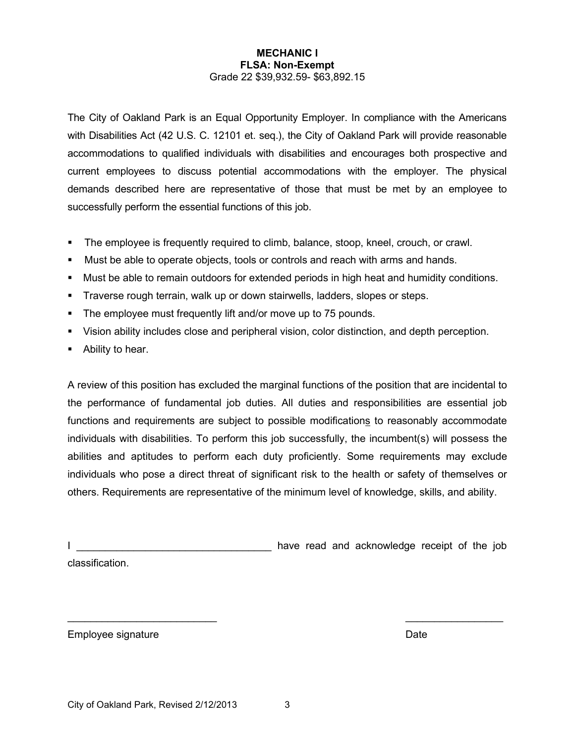**MECHANIC I**
**FLSA: Non-Exempt**
Grade 22 $39,932.59- $63,892.15

The City of Oakland Park is an Equal Opportunity Employer. In compliance with the Americans with Disabilities Act (42 U.S. C. 12101 et. seq.), the City of Oakland Park will provide reasonable accommodations to qualified individuals with disabilities and encourages both prospective and current employees to discuss potential accommodations with the employer. The physical demands described here are representative of those that must be met by an employee to successfully perform the essential functions of this job.

- The employee is frequently required to climb, balance, stoop, kneel, crouch, or crawl.
- Must be able to operate objects, tools or controls and reach with arms and hands.
- Must be able to remain outdoors for extended periods in high heat and humidity conditions.
- Traverse rough terrain, walk up or down stairwells, ladders, slopes or steps.
- The employee must frequently lift and/or move up to 75 pounds.
- Vision ability includes close and peripheral vision, color distinction, and depth perception.
- Ability to hear.

A review of this position has excluded the marginal functions of the position that are incidental to the performance of fundamental job duties. All duties and responsibilities are essential job functions and requirements are subject to possible modifications to reasonably accommodate individuals with disabilities. To perform this job successfully, the incumbent(s) will possess the abilities and aptitudes to perform each duty proficiently. Some requirements may exclude individuals who pose a direct threat of significant risk to the health or safety of themselves or others. Requirements are representative of the minimum level of knowledge, skills, and ability.

I __________________________________ have read and acknowledge receipt of the job classification.

__________________________ &nbsp;&nbsp;&nbsp;&nbsp;&nbsp;&nbsp;&nbsp;&nbsp;&nbsp;&nbsp; _________________

Employee signature &nbsp;&nbsp;&nbsp;&nbsp;&nbsp;&nbsp;&nbsp;&nbsp;&nbsp;&nbsp; Date

City of Oakland Park, Revised 2/12/2013